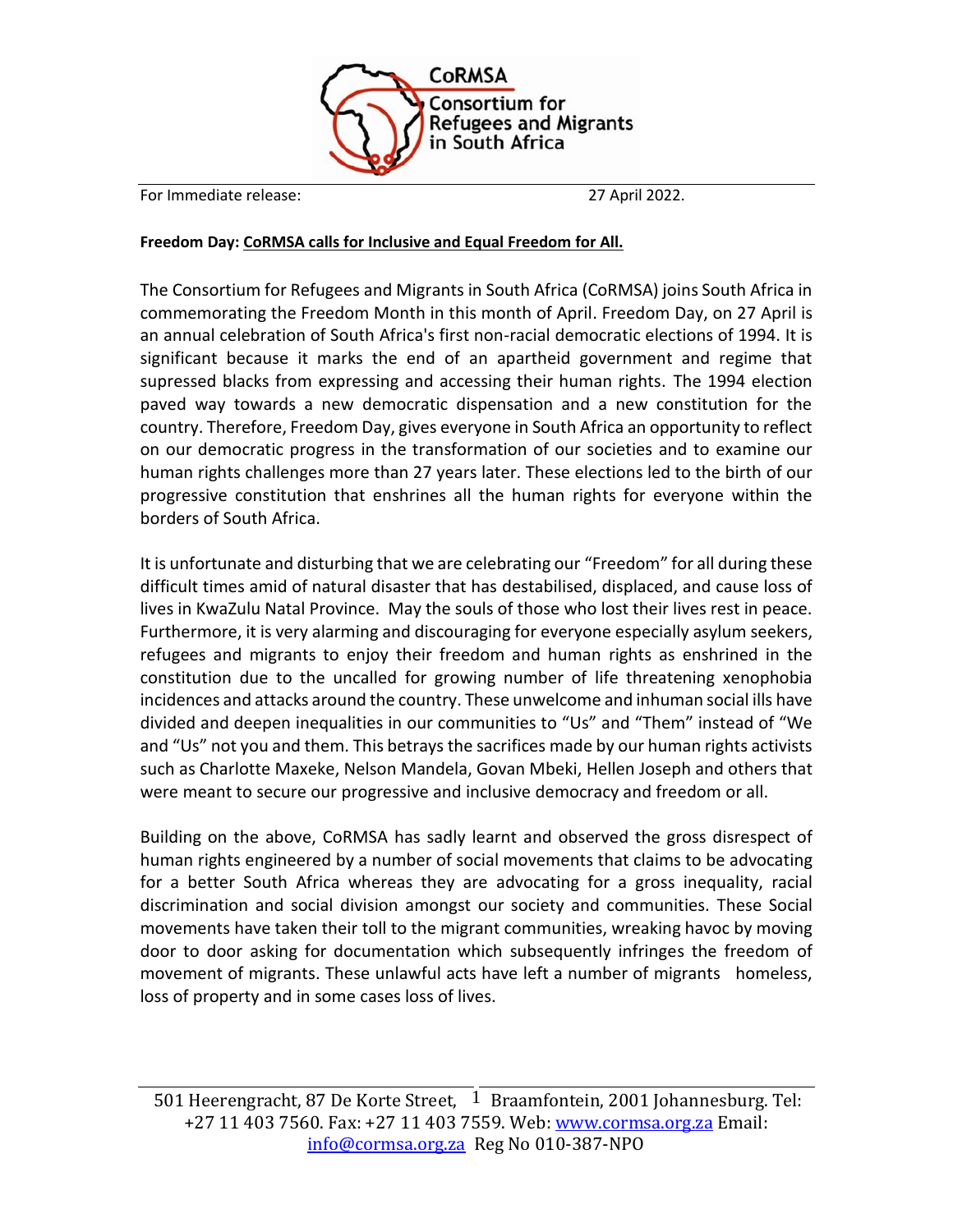CoRMSA
Consortium for Refugees and Migrants in South Africa

For Immediate release: 27 April 2022.

**Freedom Day: <u>CoRMSA calls for Inclusive and Equal Freedom for All.</u>**

The Consortium for Refugees and Migrants in South Africa (CoRMSA) joins South Africa in commemorating the Freedom Month in this month of April. Freedom Day, on 27 April is an annual celebration of South Africa's first non-racial democratic elections of 1994. It is significant because it marks the end of an apartheid government and regime that supressed blacks from expressing and accessing their human rights. The 1994 election paved way towards a new democratic dispensation and a new constitution for the country. Therefore, Freedom Day, gives everyone in South Africa an opportunity to reflect on our democratic progress in the transformation of our societies and to examine our human rights challenges more than 27 years later. These elections led to the birth of our progressive constitution that enshrines all the human rights for everyone within the borders of South Africa.

It is unfortunate and disturbing that we are celebrating our "Freedom" for all during these difficult times amid of natural disaster that has destabilised, displaced, and cause loss of lives in KwaZulu Natal Province. May the souls of those who lost their lives rest in peace. Furthermore, it is very alarming and discouraging for everyone especially asylum seekers, refugees and migrants to enjoy their freedom and human rights as enshrined in the constitution due to the uncalled for growing number of life threatening xenophobia incidences and attacks around the country. These unwelcome and inhuman social ills have divided and deepen inequalities in our communities to "Us" and "Them" instead of "We and "Us" not you and them. This betrays the sacrifices made by our human rights activists such as Charlotte Maxeke, Nelson Mandela, Govan Mbeki, Hellen Joseph and others that were meant to secure our progressive and inclusive democracy and freedom or all.

Building on the above, CoRMSA has sadly learnt and observed the gross disrespect of human rights engineered by a number of social movements that claims to be advocating for a better South Africa whereas they are advocating for a gross inequality, racial discrimination and social division amongst our society and communities. These Social movements have taken their toll to the migrant communities, wreaking havoc by moving door to door asking for documentation which subsequently infringes the freedom of movement of migrants. These unlawful acts have left a number of migrants homeless, loss of property and in some cases loss of lives.

501 Heerengracht, 87 De Korte Street, Braamfontein, 2001 Johannesburg. Tel: +27 11 403 7560. Fax: +27 11 403 7559. Web: www.cormsa.org.za Email: info@cormsa.org.za Reg No 010-387-NPO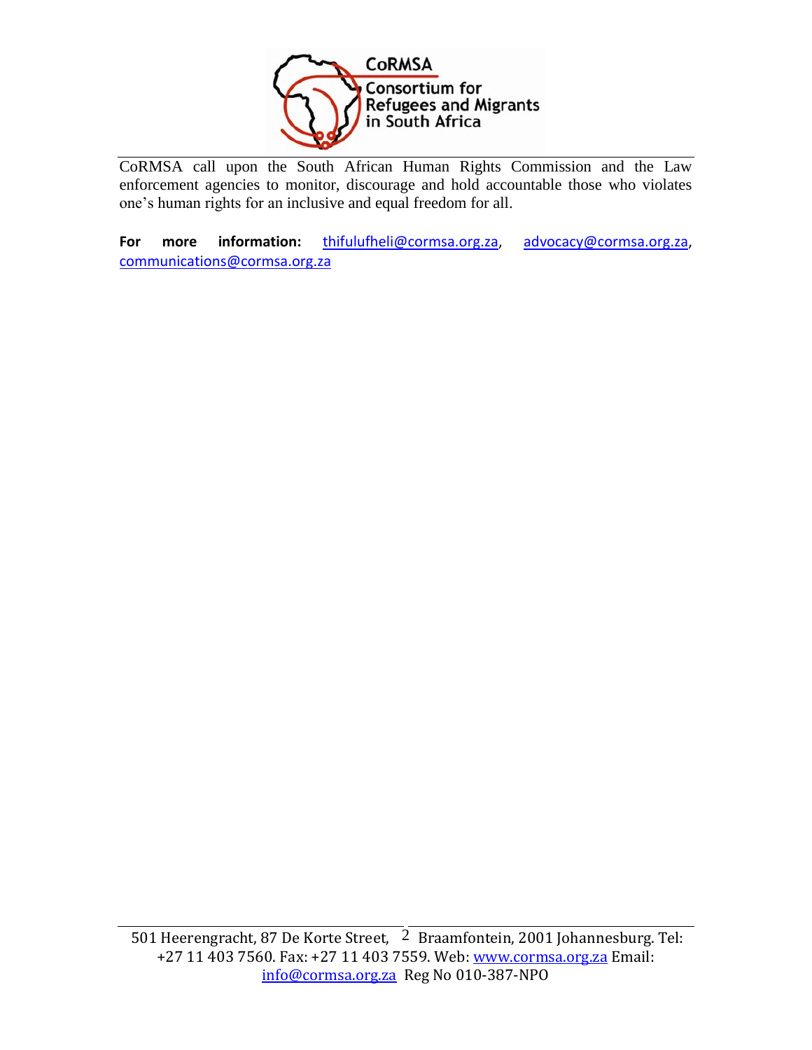CoRMSA call upon the South African Human Rights Commission and the Law enforcement agencies to monitor, discourage and hold accountable those who violates one's human rights for an inclusive and equal freedom for all.

**For more information:** thifulufheli@cormsa.org.za, advocacy@cormsa.org.za, communications@cormsa.org.za